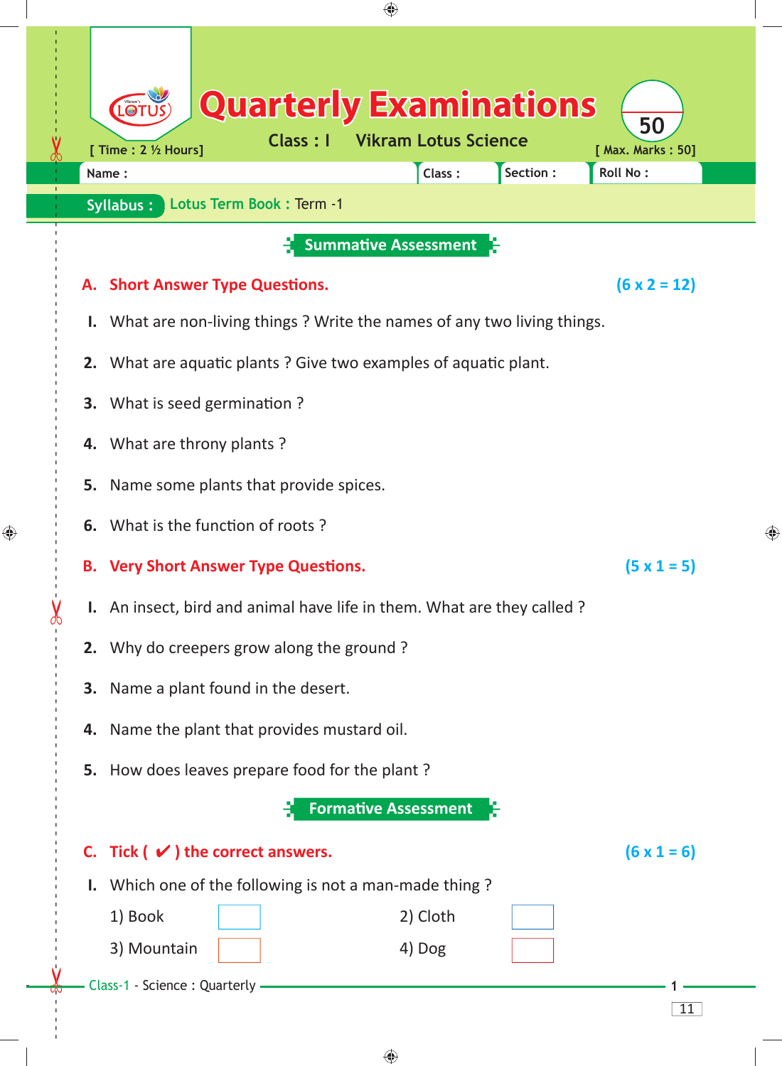# Quarterly Examinations

**50**

[ Time : 2 ½ Hours] **Class : I** **Vikram Lotus Science** [ Max. Marks : 50]

| Name : | Class : | Section : | Roll No : |
|---|---|---|---|

**Syllabus :** Lotus Term Book : Term -1

## Summative Assessment

### A. Short Answer Type Questions. (6 x 2 = 12)

**I.** What are non-living things ? Write the names of any two living things.

**2.** What are aquatic plants ? Give two examples of aquatic plant.

**3.** What is seed germination ?

**4.** What are throny plants ?

**5.** Name some plants that provide spices.

**6.** What is the function of roots ?

### B. Very Short Answer Type Questions. (5 x 1 = 5)

**I.** An insect, bird and animal have life in them. What are they called ?

**2.** Why do creepers grow along the ground ?

**3.** Name a plant found in the desert.

**4.** Name the plant that provides mustard oil.

**5.** How does leaves prepare food for the plant ?

## Formative Assessment

### C. Tick ( ✔ ) the correct answers. (6 x 1 = 6)

**I.** Which one of the following is not a man-made thing ?

1) Book ☐ 2) Cloth ☐

3) Mountain ☐ 4) Dog ☐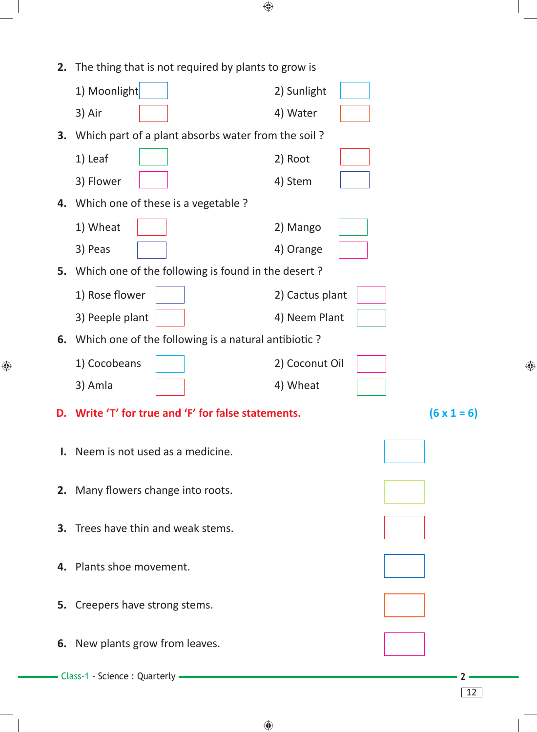**2.** The thing that is not required by plants to grow is

1) Moonlight ☐  2) Sunlight ☐

3) Air ☐  4) Water ☐

**3.** Which part of a plant absorbs water from the soil ?

1) Leaf ☐  2) Root ☐

3) Flower ☐  4) Stem ☐

**4.** Which one of these is a vegetable ?

1) Wheat ☐  2) Mango ☐

3) Peas ☐  4) Orange ☐

**5.** Which one of the following is found in the desert ?

1) Rose flower ☐  2) Cactus plant ☐

3) Peeple plant ☐  4) Neem Plant ☐

**6.** Which one of the following is a natural antibiotic ?

1) Cocobeans ☐  2) Coconut Oil ☐

3) Amla ☐  4) Wheat ☐

## D. Write 'T' for true and 'F' for false statements. (6 x 1 = 6)

**I.** Neem is not used as a medicine. ☐

**2.** Many flowers change into roots. ☐

**3.** Trees have thin and weak stems. ☐

**4.** Plants shoe movement. ☐

**5.** Creepers have strong stems. ☐

**6.** New plants grow from leaves. ☐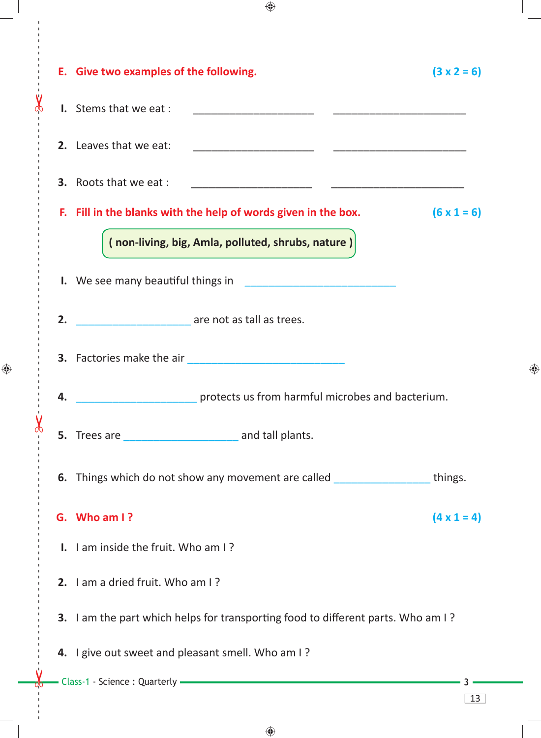**E. Give two examples of the following.** **(3 x 2 = 6)**

1. Stems that we eat : ______________________ ________________________

2. Leaves that we eat: ______________________ ________________________

3. Roots that we eat : ______________________ ________________________

**F. Fill in the blanks with the help of words given in the box.** **(6 x 1 = 6)**

**( non-living, big, Amla, polluted, shrubs, nature )**

1. We see many beautiful things in ____________________________

2. _____________________ are not as tall as trees.

3. Factories make the air _____________________________

4. ______________________ protects us from harmful microbes and bacterium.

5. Trees are _____________________ and tall plants.

6. Things which do not show any movement are called _________________ things.

**G. Who am I ?** **(4 x 1 = 4)**

1. I am inside the fruit. Who am I ?

2. I am a dried fruit. Who am I ?

3. I am the part which helps for transporting food to different parts. Who am I ?

4. I give out sweet and pleasant smell. Who am I ?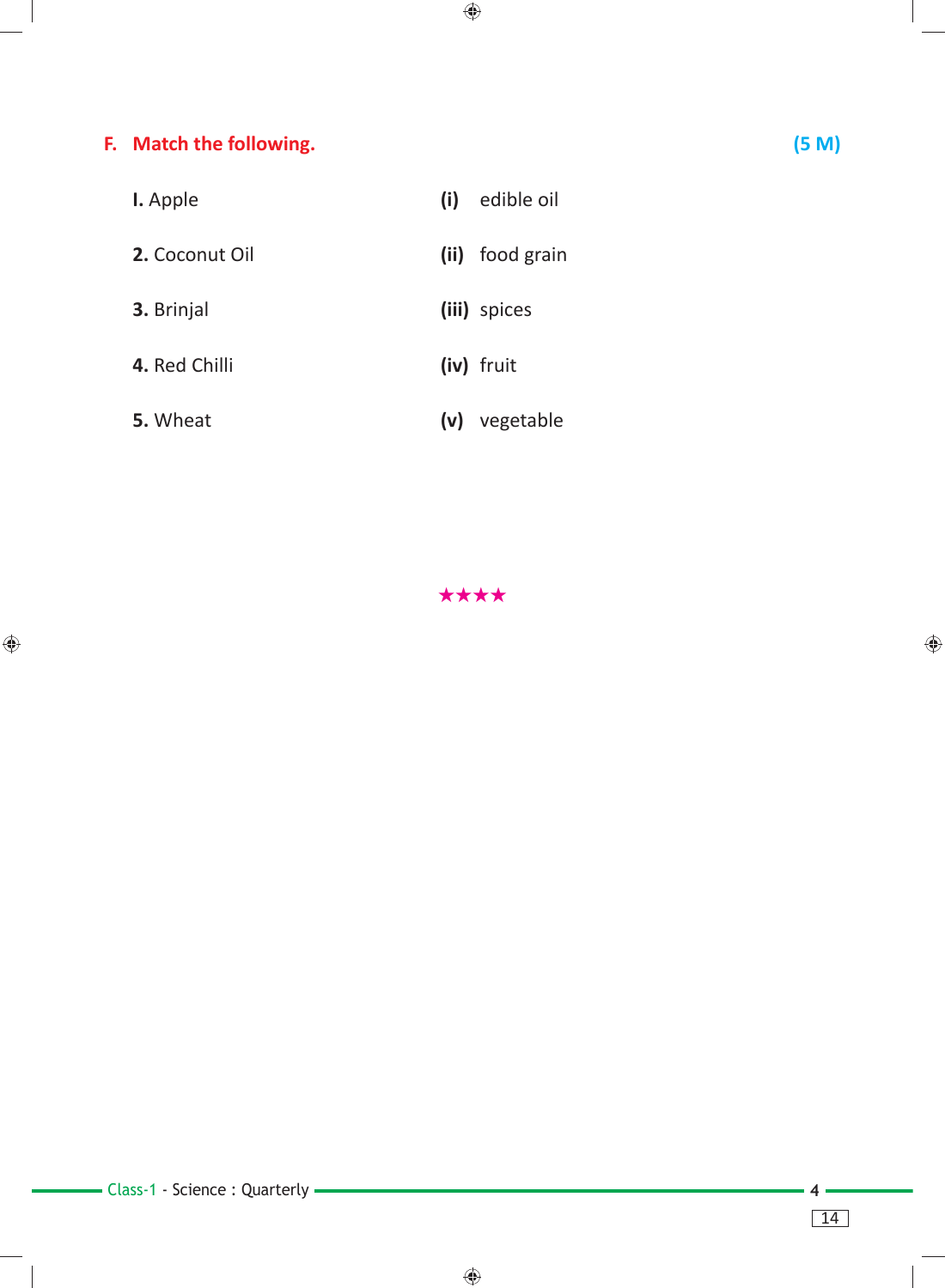## F. Match the following. (5 M)

| | |
|---|---|
| **I.** Apple | **(i)** edible oil |
| **2.** Coconut Oil | **(ii)** food grain |
| **3.** Brinjal | **(iii)** spices |
| **4.** Red Chilli | **(iv)** fruit |
| **5.** Wheat | **(v)** vegetable |

★★★★